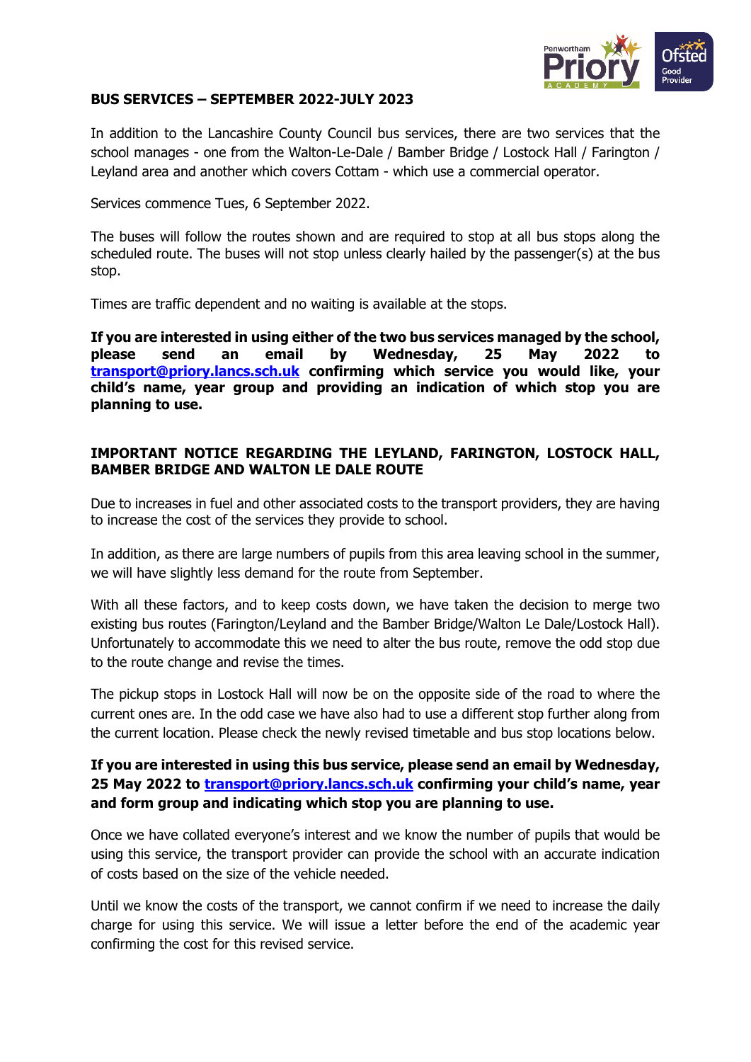## BUS SERVICES – SEPTEMBER 2022-JULY 2023

In addition to the Lancashire County Council bus services, there are two services that the school manages - one from the Walton-Le-Dale / Bamber Bridge / Lostock Hall / Farington / Leyland area and another which covers Cottam - which use a commercial operator.

Services commence Tues, 6 September 2022.

The buses will follow the routes shown and are required to stop at all bus stops along the scheduled route. The buses will not stop unless clearly hailed by the passenger(s) at the bus stop.

Times are traffic dependent and no waiting is available at the stops.

**If you are interested in using either of the two bus services managed by the school, please send an email by Wednesday, 25 May 2022 to transport@priory.lancs.sch.uk confirming which service you would like, your child's name, year group and providing an indication of which stop you are planning to use.**

## IMPORTANT NOTICE REGARDING THE LEYLAND, FARINGTON, LOSTOCK HALL, BAMBER BRIDGE AND WALTON LE DALE ROUTE

Due to increases in fuel and other associated costs to the transport providers, they are having to increase the cost of the services they provide to school.

In addition, as there are large numbers of pupils from this area leaving school in the summer, we will have slightly less demand for the route from September.

With all these factors, and to keep costs down, we have taken the decision to merge two existing bus routes (Farington/Leyland and the Bamber Bridge/Walton Le Dale/Lostock Hall). Unfortunately to accommodate this we need to alter the bus route, remove the odd stop due to the route change and revise the times.

The pickup stops in Lostock Hall will now be on the opposite side of the road to where the current ones are. In the odd case we have also had to use a different stop further along from the current location. Please check the newly revised timetable and bus stop locations below.

**If you are interested in using this bus service, please send an email by Wednesday, 25 May 2022 to transport@priory.lancs.sch.uk confirming your child's name, year and form group and indicating which stop you are planning to use.**

Once we have collated everyone's interest and we know the number of pupils that would be using this service, the transport provider can provide the school with an accurate indication of costs based on the size of the vehicle needed.

Until we know the costs of the transport, we cannot confirm if we need to increase the daily charge for using this service. We will issue a letter before the end of the academic year confirming the cost for this revised service.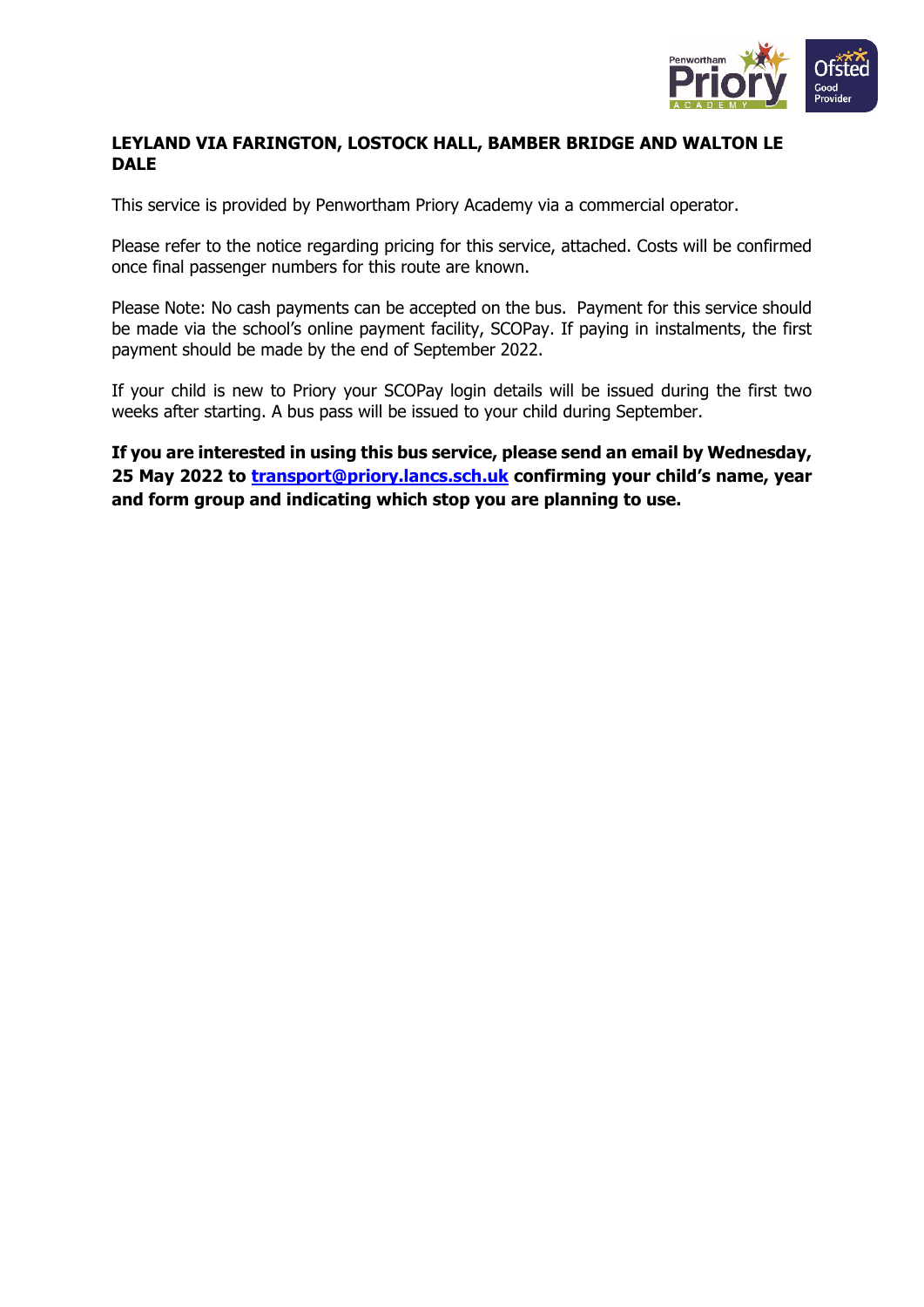**LEYLAND VIA FARINGTON, LOSTOCK HALL, BAMBER BRIDGE AND WALTON LE DALE**

This service is provided by Penwortham Priory Academy via a commercial operator.

Please refer to the notice regarding pricing for this service, attached. Costs will be confirmed once final passenger numbers for this route are known.

Please Note: No cash payments can be accepted on the bus. Payment for this service should be made via the school's online payment facility, SCOPay. If paying in instalments, the first payment should be made by the end of September 2022.

If your child is new to Priory your SCOPay login details will be issued during the first two weeks after starting. A bus pass will be issued to your child during September.

**If you are interested in using this bus service, please send an email by Wednesday, 25 May 2022 to [transport@priory.lancs.sch.uk](mailto:transport@priory.lancs.sch.uk) confirming your child's name, year and form group and indicating which stop you are planning to use.**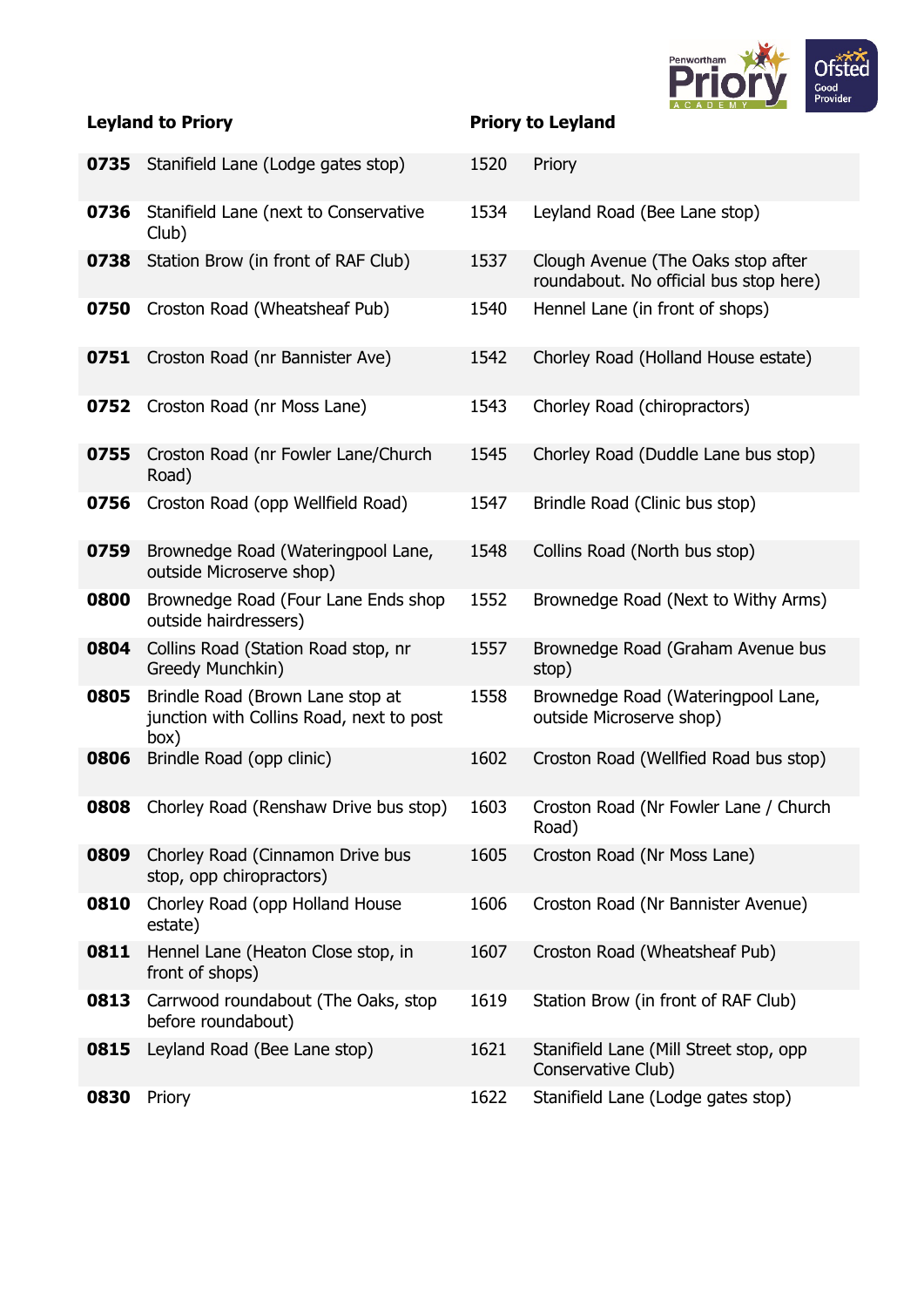| Leyland to Priory | | Priory to Leyland | |
|---|---|---|---|
| **0735** | Stanifield Lane (Lodge gates stop) | 1520 | Priory |
| **0736** | Stanifield Lane (next to Conservative Club) | 1534 | Leyland Road (Bee Lane stop) |
| **0738** | Station Brow (in front of RAF Club) | 1537 | Clough Avenue (The Oaks stop after roundabout. No official bus stop here) |
| **0750** | Croston Road (Wheatsheaf Pub) | 1540 | Hennel Lane (in front of shops) |
| **0751** | Croston Road (nr Bannister Ave) | 1542 | Chorley Road (Holland House estate) |
| **0752** | Croston Road (nr Moss Lane) | 1543 | Chorley Road (chiropractors) |
| **0755** | Croston Road (nr Fowler Lane/Church Road) | 1545 | Chorley Road (Duddle Lane bus stop) |
| **0756** | Croston Road (opp Wellfield Road) | 1547 | Brindle Road (Clinic bus stop) |
| **0759** | Brownedge Road (Wateringpool Lane, outside Microserve shop) | 1548 | Collins Road (North bus stop) |
| **0800** | Brownedge Road (Four Lane Ends shop outside hairdressers) | 1552 | Brownedge Road (Next to Withy Arms) |
| **0804** | Collins Road (Station Road stop, nr Greedy Munchkin) | 1557 | Brownedge Road (Graham Avenue bus stop) |
| **0805** | Brindle Road (Brown Lane stop at junction with Collins Road, next to post box) | 1558 | Brownedge Road (Wateringpool Lane, outside Microserve shop) |
| **0806** | Brindle Road (opp clinic) | 1602 | Croston Road (Wellfied Road bus stop) |
| **0808** | Chorley Road (Renshaw Drive bus stop) | 1603 | Croston Road (Nr Fowler Lane / Church Road) |
| **0809** | Chorley Road (Cinnamon Drive bus stop, opp chiropractors) | 1605 | Croston Road (Nr Moss Lane) |
| **0810** | Chorley Road (opp Holland House estate) | 1606 | Croston Road (Nr Bannister Avenue) |
| **0811** | Hennel Lane (Heaton Close stop, in front of shops) | 1607 | Croston Road (Wheatsheaf Pub) |
| **0813** | Carrwood roundabout (The Oaks, stop before roundabout) | 1619 | Station Brow (in front of RAF Club) |
| **0815** | Leyland Road (Bee Lane stop) | 1621 | Stanifield Lane (Mill Street stop, opp Conservative Club) |
| **0830** | Priory | 1622 | Stanifield Lane (Lodge gates stop) |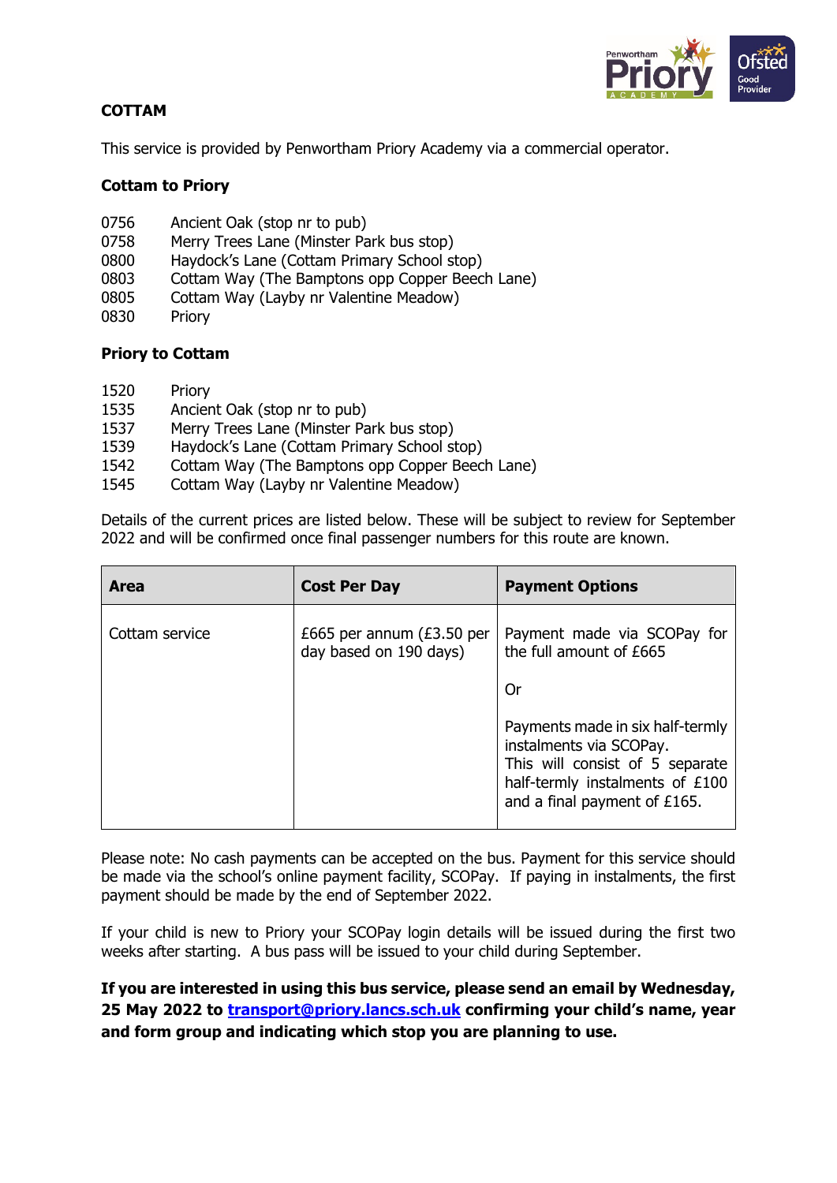## COTTAM

This service is provided by Penwortham Priory Academy via a commercial operator.

### Cottam to Priory

0756 Ancient Oak (stop nr to pub)
0758 Merry Trees Lane (Minster Park bus stop)
0800 Haydock's Lane (Cottam Primary School stop)
0803 Cottam Way (The Bamptons opp Copper Beech Lane)
0805 Cottam Way (Layby nr Valentine Meadow)
0830 Priory

### Priory to Cottam

1520 Priory
1535 Ancient Oak (stop nr to pub)
1537 Merry Trees Lane (Minster Park bus stop)
1539 Haydock's Lane (Cottam Primary School stop)
1542 Cottam Way (The Bamptons opp Copper Beech Lane)
1545 Cottam Way (Layby nr Valentine Meadow)

Details of the current prices are listed below. These will be subject to review for September 2022 and will be confirmed once final passenger numbers for this route are known.

| Area | Cost Per Day | Payment Options |
| --- | --- | --- |
| Cottam service | £665 per annum (£3.50 per day based on 190 days) | Payment made via SCOPay for the full amount of £665<br><br>Or<br><br>Payments made in six half-termly instalments via SCOPay. This will consist of 5 separate half-termly instalments of £100 and a final payment of £165. |

Please note: No cash payments can be accepted on the bus. Payment for this service should be made via the school's online payment facility, SCOPay. If paying in instalments, the first payment should be made by the end of September 2022.

If your child is new to Priory your SCOPay login details will be issued during the first two weeks after starting. A bus pass will be issued to your child during September.

**If you are interested in using this bus service, please send an email by Wednesday, 25 May 2022 to transport@priory.lancs.sch.uk confirming your child's name, year and form group and indicating which stop you are planning to use.**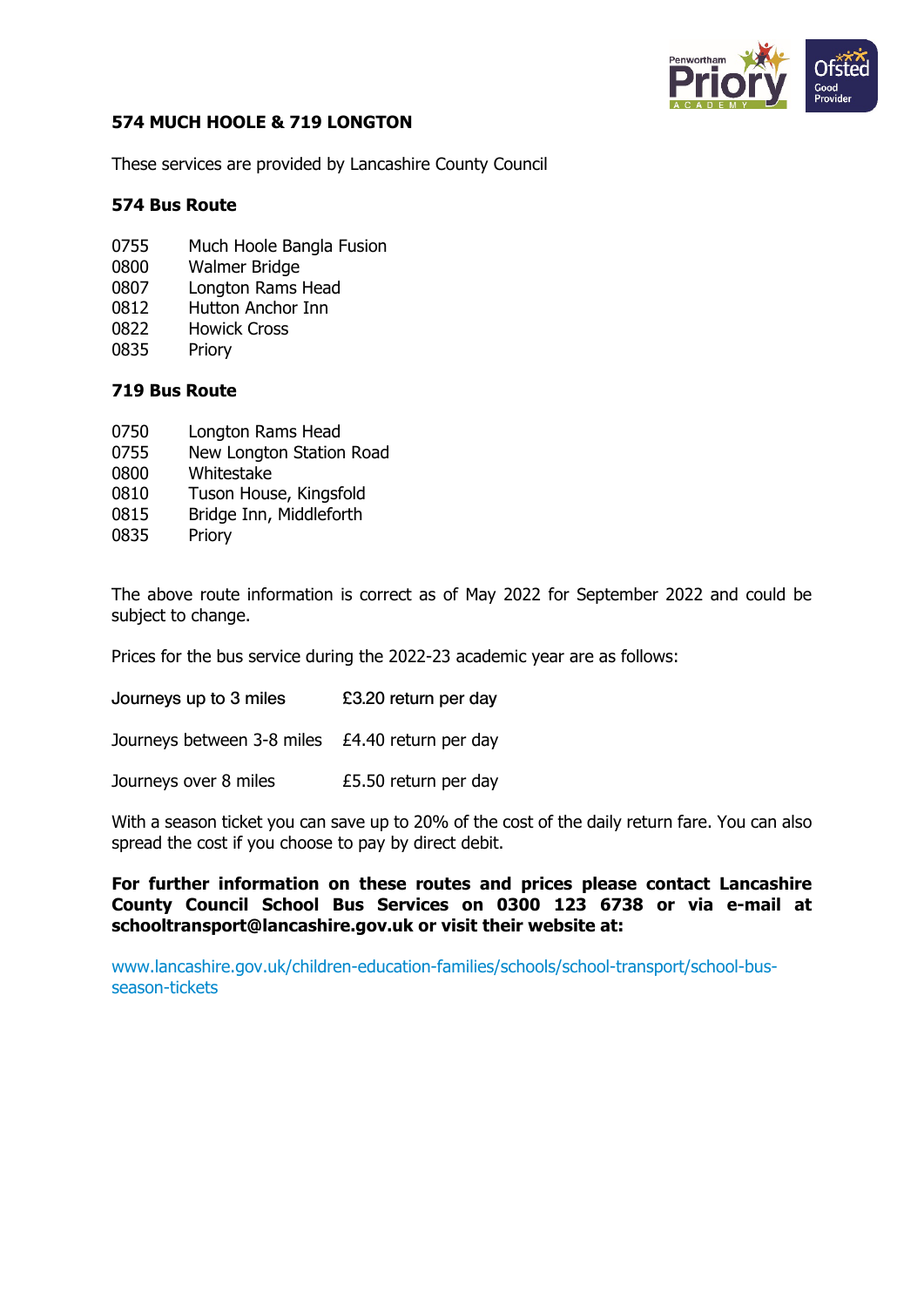## 574 MUCH HOOLE & 719 LONGTON

These services are provided by Lancashire County Council

### 574 Bus Route

| | |
|---|---|
| 0755 | Much Hoole Bangla Fusion |
| 0800 | Walmer Bridge |
| 0807 | Longton Rams Head |
| 0812 | Hutton Anchor Inn |
| 0822 | Howick Cross |
| 0835 | Priory |

### 719 Bus Route

| | |
|---|---|
| 0750 | Longton Rams Head |
| 0755 | New Longton Station Road |
| 0800 | Whitestake |
| 0810 | Tuson House, Kingsfold |
| 0815 | Bridge Inn, Middleforth |
| 0835 | Priory |

The above route information is correct as of May 2022 for September 2022 and could be subject to change.

Prices for the bus service during the 2022-23 academic year are as follows:

| | |
|---|---|
| Journeys up to 3 miles | £3.20 return per day |
| Journeys between 3-8 miles | £4.40 return per day |
| Journeys over 8 miles | £5.50 return per day |

With a season ticket you can save up to 20% of the cost of the daily return fare. You can also spread the cost if you choose to pay by direct debit.

**For further information on these routes and prices please contact Lancashire County Council School Bus Services on 0300 123 6738 or via e-mail at schooltransport@lancashire.gov.uk or visit their website at:**

www.lancashire.gov.uk/children-education-families/schools/school-transport/school-bus-season-tickets